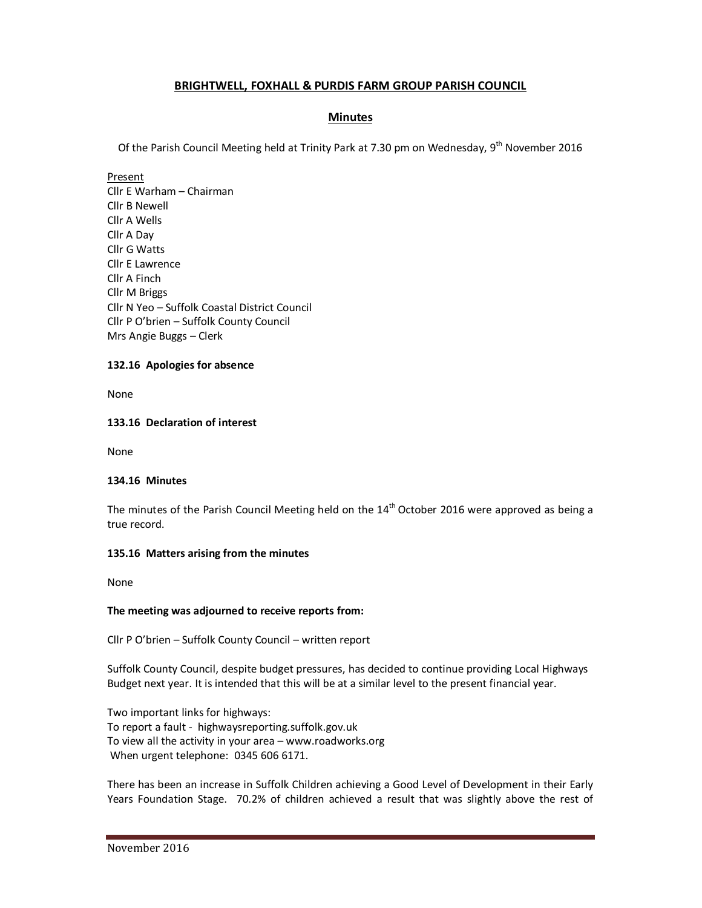# BRIGHTWELL, FOXHALL & PURDIS FARM GROUP PARISH COUNCIL

## Minutes

Of the Parish Council Meeting held at Trinity Park at 7.30 pm on Wednesday, 9th November 2016

Present
Cllr E Warham – Chairman
Cllr B Newell
Cllr A Wells
Cllr A Day
Cllr G Watts
Cllr E Lawrence
Cllr A Finch
Cllr M Briggs
Cllr N Yeo – Suffolk Coastal District Council
Cllr P O'brien – Suffolk County Council
Mrs Angie Buggs – Clerk

**132.16 Apologies for absence**

None

**133.16 Declaration of interest**

None

**134.16 Minutes**

The minutes of the Parish Council Meeting held on the 14th October 2016 were approved as being a true record.

**135.16 Matters arising from the minutes**

None

**The meeting was adjourned to receive reports from:**

Cllr P O'brien – Suffolk County Council – written report

Suffolk County Council, despite budget pressures, has decided to continue providing Local Highways Budget next year. It is intended that this will be at a similar level to the present financial year.

Two important links for highways:
To report a fault - highwaysreporting.suffolk.gov.uk
To view all the activity in your area – www.roadworks.org
When urgent telephone: 0345 606 6171.

There has been an increase in Suffolk Children achieving a Good Level of Development in their Early Years Foundation Stage. 70.2% of children achieved a result that was slightly above the rest of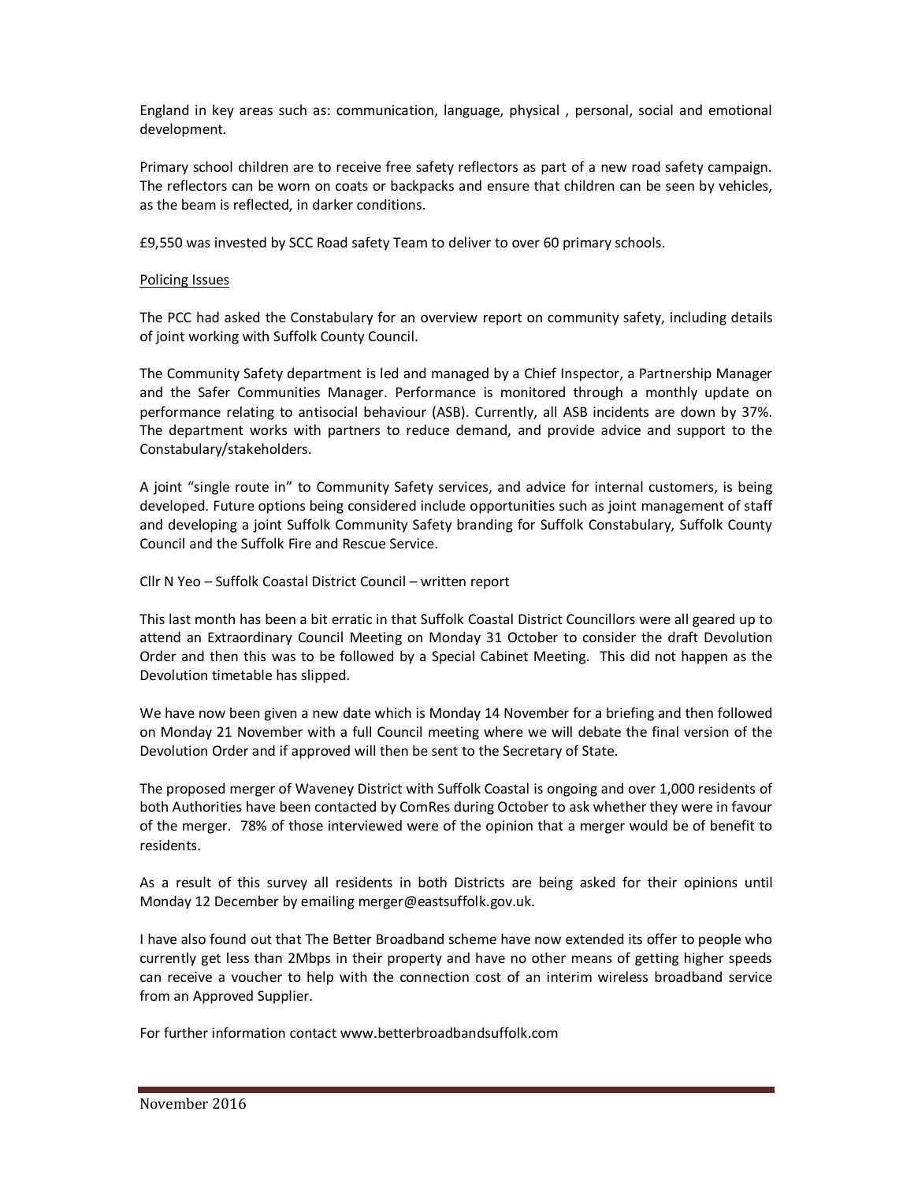England in key areas such as: communication, language, physical , personal, social and emotional development.

Primary school children are to receive free safety reflectors as part of a new road safety campaign. The reflectors can be worn on coats or backpacks and ensure that children can be seen by vehicles, as the beam is reflected, in darker conditions.

£9,550 was invested by SCC Road safety Team to deliver to over 60 primary schools.

<u>Policing Issues</u>

The PCC had asked the Constabulary for an overview report on community safety, including details of joint working with Suffolk County Council.

The Community Safety department is led and managed by a Chief Inspector, a Partnership Manager and the Safer Communities Manager. Performance is monitored through a monthly update on performance relating to antisocial behaviour (ASB). Currently, all ASB incidents are down by 37%. The department works with partners to reduce demand, and provide advice and support to the Constabulary/stakeholders.

A joint "single route in" to Community Safety services, and advice for internal customers, is being developed. Future options being considered include opportunities such as joint management of staff and developing a joint Suffolk Community Safety branding for Suffolk Constabulary, Suffolk County Council and the Suffolk Fire and Rescue Service.

Cllr N Yeo – Suffolk Coastal District Council – written report

This last month has been a bit erratic in that Suffolk Coastal District Councillors were all geared up to attend an Extraordinary Council Meeting on Monday 31 October to consider the draft Devolution Order and then this was to be followed by a Special Cabinet Meeting. This did not happen as the Devolution timetable has slipped.

We have now been given a new date which is Monday 14 November for a briefing and then followed on Monday 21 November with a full Council meeting where we will debate the final version of the Devolution Order and if approved will then be sent to the Secretary of State.

The proposed merger of Waveney District with Suffolk Coastal is ongoing and over 1,000 residents of both Authorities have been contacted by ComRes during October to ask whether they were in favour of the merger. 78% of those interviewed were of the opinion that a merger would be of benefit to residents.

As a result of this survey all residents in both Districts are being asked for their opinions until Monday 12 December by emailing merger@eastsuffolk.gov.uk.

I have also found out that The Better Broadband scheme have now extended its offer to people who currently get less than 2Mbps in their property and have no other means of getting higher speeds can receive a voucher to help with the connection cost of an interim wireless broadband service from an Approved Supplier.

For further information contact www.betterbroadbandsuffolk.com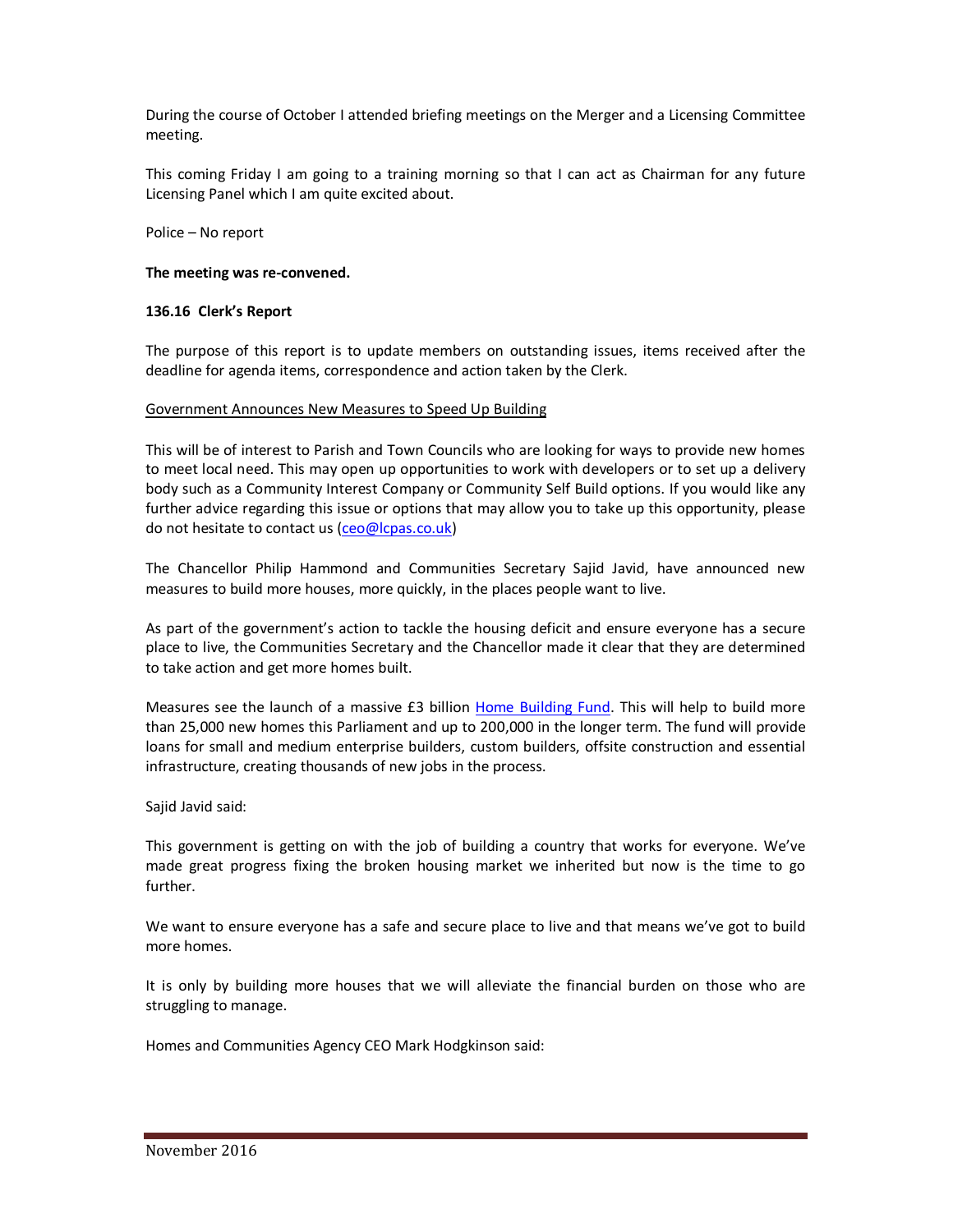During the course of October I attended briefing meetings on the Merger and a Licensing Committee meeting.

This coming Friday I am going to a training morning so that I can act as Chairman for any future Licensing Panel which I am quite excited about.

Police – No report

**The meeting was re-convened.**

**136.16 Clerk's Report**

The purpose of this report is to update members on outstanding issues, items received after the deadline for agenda items, correspondence and action taken by the Clerk.

Government Announces New Measures to Speed Up Building

This will be of interest to Parish and Town Councils who are looking for ways to provide new homes to meet local need. This may open up opportunities to work with developers or to set up a delivery body such as a Community Interest Company or Community Self Build options. If you would like any further advice regarding this issue or options that may allow you to take up this opportunity, please do not hesitate to contact us (ceo@lcpas.co.uk)

The Chancellor Philip Hammond and Communities Secretary Sajid Javid, have announced new measures to build more houses, more quickly, in the places people want to live.

As part of the government's action to tackle the housing deficit and ensure everyone has a secure place to live, the Communities Secretary and the Chancellor made it clear that they are determined to take action and get more homes built.

Measures see the launch of a massive £3 billion Home Building Fund. This will help to build more than 25,000 new homes this Parliament and up to 200,000 in the longer term. The fund will provide loans for small and medium enterprise builders, custom builders, offsite construction and essential infrastructure, creating thousands of new jobs in the process.

Sajid Javid said:

This government is getting on with the job of building a country that works for everyone. We've made great progress fixing the broken housing market we inherited but now is the time to go further.

We want to ensure everyone has a safe and secure place to live and that means we've got to build more homes.

It is only by building more houses that we will alleviate the financial burden on those who are struggling to manage.

Homes and Communities Agency CEO Mark Hodgkinson said: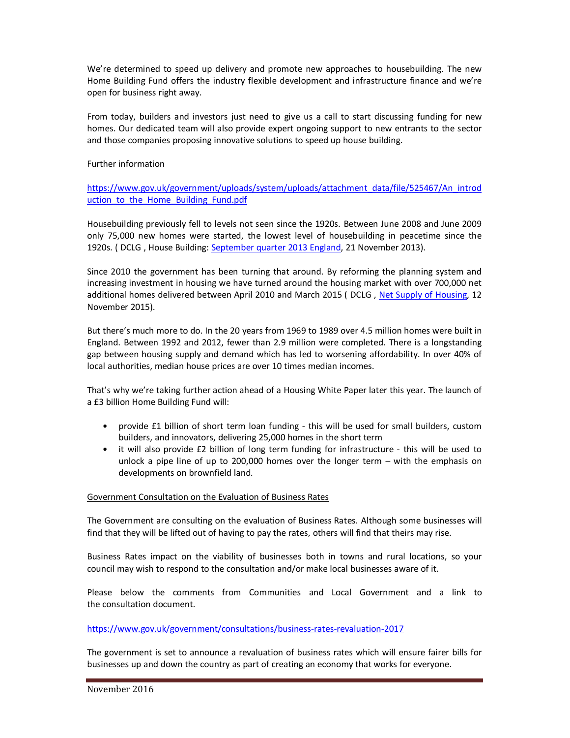We're determined to speed up delivery and promote new approaches to housebuilding. The new Home Building Fund offers the industry flexible development and infrastructure finance and we're open for business right away.

From today, builders and investors just need to give us a call to start discussing funding for new homes. Our dedicated team will also provide expert ongoing support to new entrants to the sector and those companies proposing innovative solutions to speed up house building.

Further information

[https://www.gov.uk/government/uploads/system/uploads/attachment_data/file/525467/An_introduction_to_the_Home_Building_Fund.pdf](https://www.gov.uk/government/uploads/system/uploads/attachment_data/file/525467/An_introduction_to_the_Home_Building_Fund.pdf)

Housebuilding previously fell to levels not seen since the 1920s. Between June 2008 and June 2009 only 75,000 new homes were started, the lowest level of housebuilding in peacetime since the 1920s. ( DCLG , House Building: September quarter 2013 England, 21 November 2013).

Since 2010 the government has been turning that around. By reforming the planning system and increasing investment in housing we have turned around the housing market with over 700,000 net additional homes delivered between April 2010 and March 2015 ( DCLG , Net Supply of Housing, 12 November 2015).

But there's much more to do. In the 20 years from 1969 to 1989 over 4.5 million homes were built in England. Between 1992 and 2012, fewer than 2.9 million were completed. There is a longstanding gap between housing supply and demand which has led to worsening affordability. In over 40% of local authorities, median house prices are over 10 times median incomes.

That's why we're taking further action ahead of a Housing White Paper later this year. The launch of a £3 billion Home Building Fund will:

- provide £1 billion of short term loan funding - this will be used for small builders, custom builders, and innovators, delivering 25,000 homes in the short term
- it will also provide £2 billion of long term funding for infrastructure - this will be used to unlock a pipe line of up to 200,000 homes over the longer term – with the emphasis on developments on brownfield land.

Government Consultation on the Evaluation of Business Rates

The Government are consulting on the evaluation of Business Rates. Although some businesses will find that they will be lifted out of having to pay the rates, others will find that theirs may rise.

Business Rates impact on the viability of businesses both in towns and rural locations, so your council may wish to respond to the consultation and/or make local businesses aware of it.

Please below the comments from Communities and Local Government and a link to the consultation document.

[https://www.gov.uk/government/consultations/business-rates-revaluation-2017](https://www.gov.uk/government/consultations/business-rates-revaluation-2017)

The government is set to announce a revaluation of business rates which will ensure fairer bills for businesses up and down the country as part of creating an economy that works for everyone.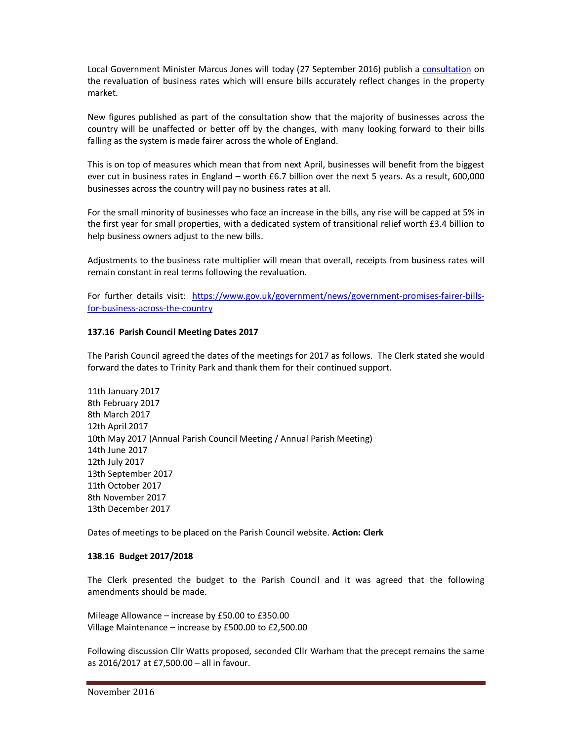Local Government Minister Marcus Jones will today (27 September 2016) publish a [consultation](consultation) on the revaluation of business rates which will ensure bills accurately reflect changes in the property market.

New figures published as part of the consultation show that the majority of businesses across the country will be unaffected or better off by the changes, with many looking forward to their bills falling as the system is made fairer across the whole of England.

This is on top of measures which mean that from next April, businesses will benefit from the biggest ever cut in business rates in England – worth £6.7 billion over the next 5 years. As a result, 600,000 businesses across the country will pay no business rates at all.

For the small minority of businesses who face an increase in the bills, any rise will be capped at 5% in the first year for small properties, with a dedicated system of transitional relief worth £3.4 billion to help business owners adjust to the new bills.

Adjustments to the business rate multiplier will mean that overall, receipts from business rates will remain constant in real terms following the revaluation.

For further details visit: [https://www.gov.uk/government/news/government-promises-fairer-bills-for-business-across-the-country](https://www.gov.uk/government/news/government-promises-fairer-bills-for-business-across-the-country)

**137.16 Parish Council Meeting Dates 2017**

The Parish Council agreed the dates of the meetings for 2017 as follows. The Clerk stated she would forward the dates to Trinity Park and thank them for their continued support.

11th January 2017
8th February 2017
8th March 2017
12th April 2017
10th May 2017 (Annual Parish Council Meeting / Annual Parish Meeting)
14th June 2017
12th July 2017
13th September 2017
11th October 2017
8th November 2017
13th December 2017

Dates of meetings to be placed on the Parish Council website. **Action: Clerk**

**138.16 Budget 2017/2018**

The Clerk presented the budget to the Parish Council and it was agreed that the following amendments should be made.

Mileage Allowance – increase by £50.00 to £350.00
Village Maintenance – increase by £500.00 to £2,500.00

Following discussion Cllr Watts proposed, seconded Cllr Warham that the precept remains the same as 2016/2017 at £7,500.00 – all in favour.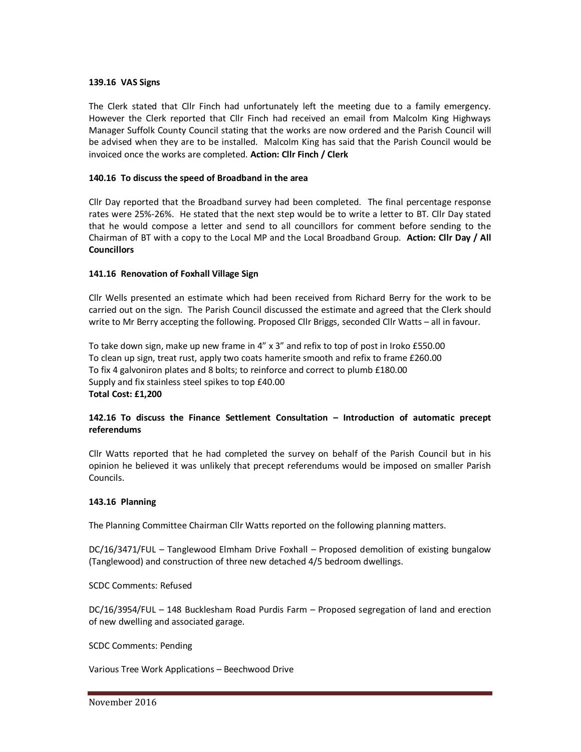**139.16 VAS Signs**

The Clerk stated that Cllr Finch had unfortunately left the meeting due to a family emergency. However the Clerk reported that Cllr Finch had received an email from Malcolm King Highways Manager Suffolk County Council stating that the works are now ordered and the Parish Council will be advised when they are to be installed. Malcolm King has said that the Parish Council would be invoiced once the works are completed. **Action: Cllr Finch / Clerk**

**140.16 To discuss the speed of Broadband in the area**

Cllr Day reported that the Broadband survey had been completed. The final percentage response rates were 25%-26%. He stated that the next step would be to write a letter to BT. Cllr Day stated that he would compose a letter and send to all councillors for comment before sending to the Chairman of BT with a copy to the Local MP and the Local Broadband Group. **Action: Cllr Day / All Councillors**

**141.16 Renovation of Foxhall Village Sign**

Cllr Wells presented an estimate which had been received from Richard Berry for the work to be carried out on the sign. The Parish Council discussed the estimate and agreed that the Clerk should write to Mr Berry accepting the following. Proposed Cllr Briggs, seconded Cllr Watts – all in favour.

To take down sign, make up new frame in 4" x 3" and refix to top of post in Iroko £550.00
To clean up sign, treat rust, apply two coats hamerite smooth and refix to frame £260.00
To fix 4 galvoniron plates and 8 bolts; to reinforce and correct to plumb £180.00
Supply and fix stainless steel spikes to top £40.00
**Total Cost: £1,200**

**142.16 To discuss the Finance Settlement Consultation – Introduction of automatic precept referendums**

Cllr Watts reported that he had completed the survey on behalf of the Parish Council but in his opinion he believed it was unlikely that precept referendums would be imposed on smaller Parish Councils.

**143.16 Planning**

The Planning Committee Chairman Cllr Watts reported on the following planning matters.

DC/16/3471/FUL – Tanglewood Elmham Drive Foxhall – Proposed demolition of existing bungalow (Tanglewood) and construction of three new detached 4/5 bedroom dwellings.

SCDC Comments: Refused

DC/16/3954/FUL – 148 Bucklesham Road Purdis Farm – Proposed segregation of land and erection of new dwelling and associated garage.

SCDC Comments: Pending

Various Tree Work Applications – Beechwood Drive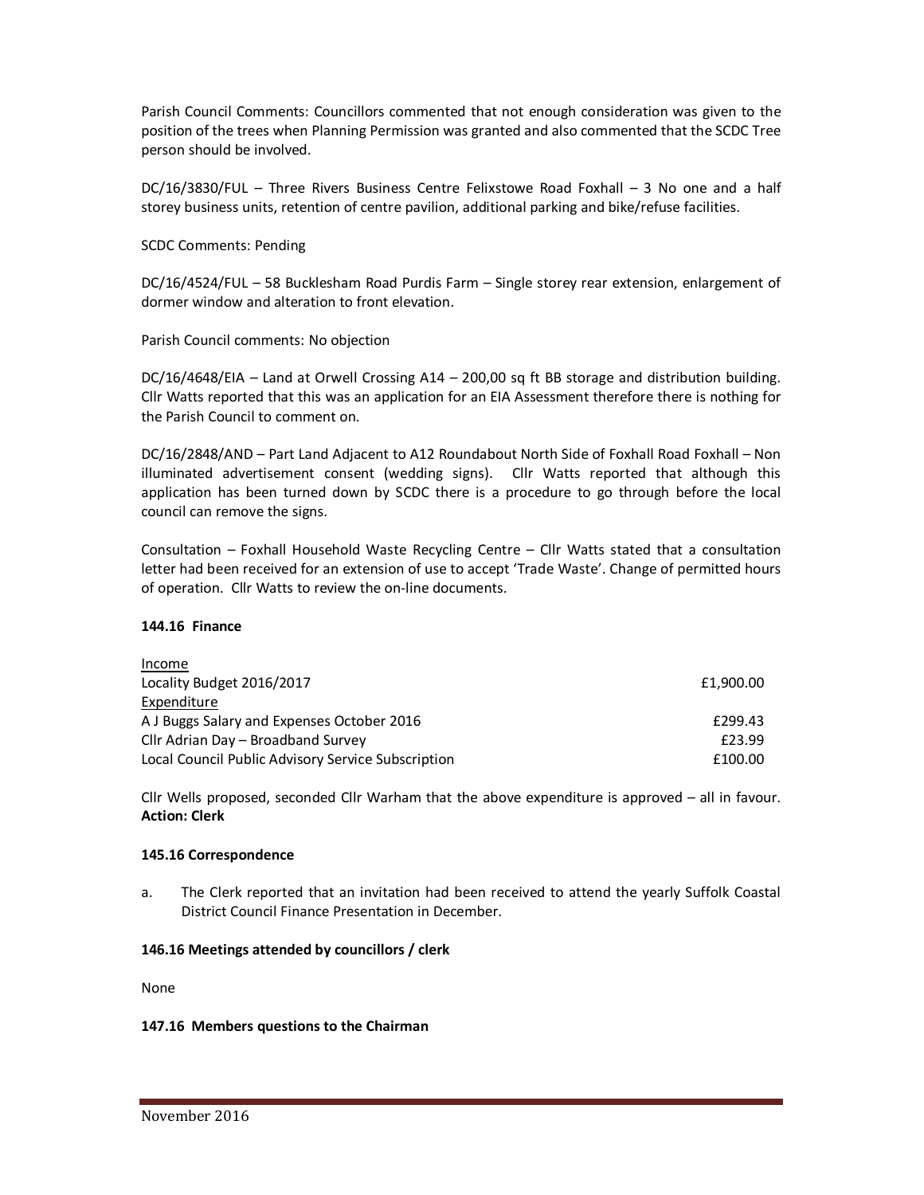Parish Council Comments: Councillors commented that not enough consideration was given to the position of the trees when Planning Permission was granted and also commented that the SCDC Tree person should be involved.

DC/16/3830/FUL – Three Rivers Business Centre Felixstowe Road Foxhall – 3 No one and a half storey business units, retention of centre pavilion, additional parking and bike/refuse facilities.

SCDC Comments: Pending

DC/16/4524/FUL – 58 Bucklesham Road Purdis Farm – Single storey rear extension, enlargement of dormer window and alteration to front elevation.

Parish Council comments: No objection

DC/16/4648/EIA – Land at Orwell Crossing A14 – 200,00 sq ft BB storage and distribution building. Cllr Watts reported that this was an application for an EIA Assessment therefore there is nothing for the Parish Council to comment on.

DC/16/2848/AND – Part Land Adjacent to A12 Roundabout North Side of Foxhall Road Foxhall – Non illuminated advertisement consent (wedding signs). Cllr Watts reported that although this application has been turned down by SCDC there is a procedure to go through before the local council can remove the signs.

Consultation – Foxhall Household Waste Recycling Centre – Cllr Watts stated that a consultation letter had been received for an extension of use to accept 'Trade Waste'. Change of permitted hours of operation. Cllr Watts to review the on-line documents.

**144.16 Finance**

| | |
|---|---|
| Income | |
| Locality Budget 2016/2017 | £1,900.00 |
| Expenditure | |
| A J Buggs Salary and Expenses October 2016 | £299.43 |
| Cllr Adrian Day – Broadband Survey | £23.99 |
| Local Council Public Advisory Service Subscription | £100.00 |

Cllr Wells proposed, seconded Cllr Warham that the above expenditure is approved – all in favour.
**Action: Clerk**

**145.16 Correspondence**

a. The Clerk reported that an invitation had been received to attend the yearly Suffolk Coastal District Council Finance Presentation in December.

**146.16 Meetings attended by councillors / clerk**

None

**147.16 Members questions to the Chairman**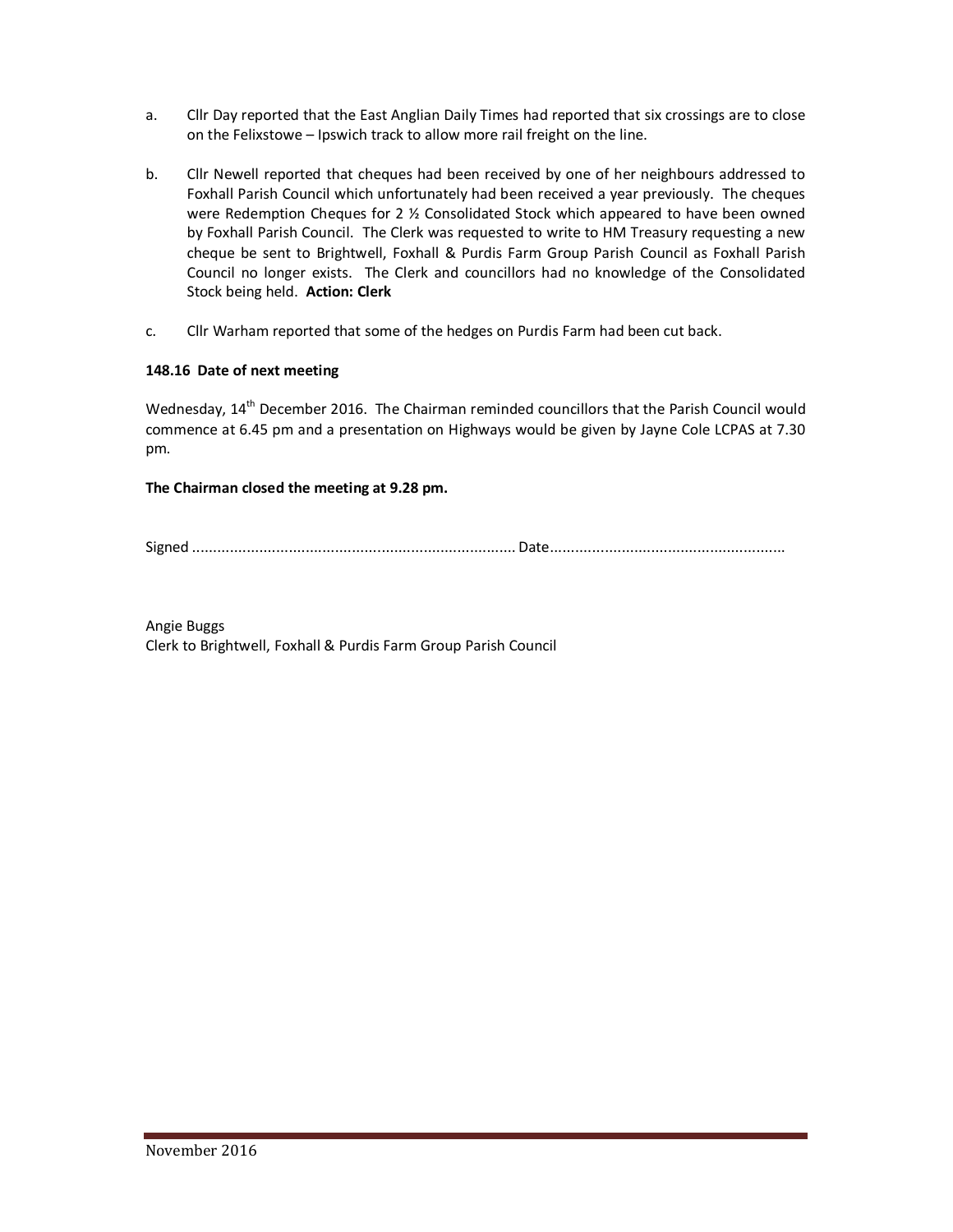a. Cllr Day reported that the East Anglian Daily Times had reported that six crossings are to close on the Felixstowe – Ipswich track to allow more rail freight on the line.

b. Cllr Newell reported that cheques had been received by one of her neighbours addressed to Foxhall Parish Council which unfortunately had been received a year previously. The cheques were Redemption Cheques for 2 ½ Consolidated Stock which appeared to have been owned by Foxhall Parish Council. The Clerk was requested to write to HM Treasury requesting a new cheque be sent to Brightwell, Foxhall & Purdis Farm Group Parish Council as Foxhall Parish Council no longer exists. The Clerk and councillors had no knowledge of the Consolidated Stock being held. **Action: Clerk**

c. Cllr Warham reported that some of the hedges on Purdis Farm had been cut back.

**148.16 Date of next meeting**

Wednesday, 14th December 2016. The Chairman reminded councillors that the Parish Council would commence at 6.45 pm and a presentation on Highways would be given by Jayne Cole LCPAS at 7.30 pm.

**The Chairman closed the meeting at 9.28 pm.**

Signed ............................................................................ Date........................................................

Angie Buggs
Clerk to Brightwell, Foxhall & Purdis Farm Group Parish Council